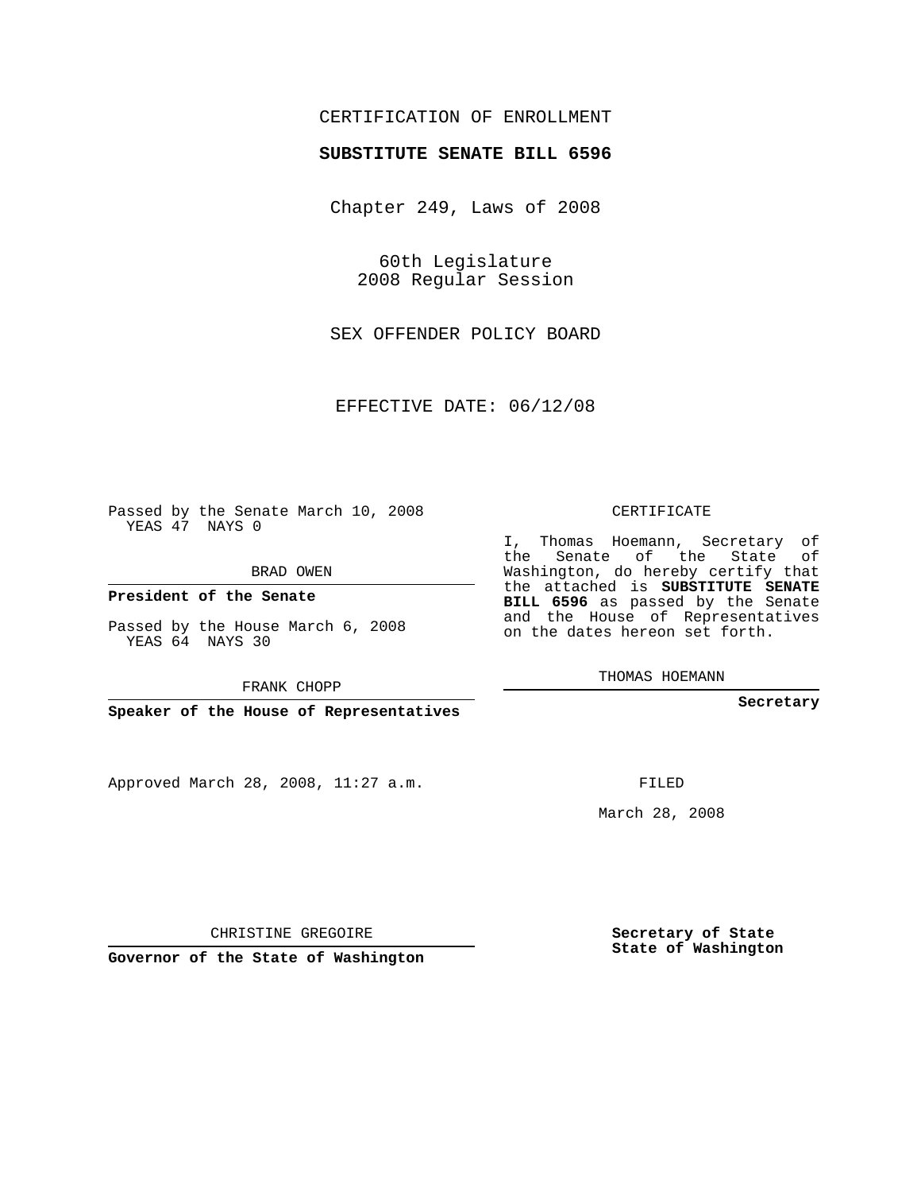CERTIFICATION OF ENROLLMENT

**SUBSTITUTE SENATE BILL 6596**

Chapter 249, Laws of 2008

60th Legislature
2008 Regular Session

SEX OFFENDER POLICY BOARD

EFFECTIVE DATE: 06/12/08

Passed by the Senate March 10, 2008
YEAS 47 NAYS 0

BRAD OWEN

**President of the Senate**

Passed by the House March 6, 2008
YEAS 64 NAYS 30

FRANK CHOPP

**Speaker of the House of Representatives**

Approved March 28, 2008, 11:27 a.m.

CHRISTINE GREGOIRE

**Governor of the State of Washington**

CERTIFICATE

I, Thomas Hoemann, Secretary of the Senate of the State of Washington, do hereby certify that the attached is **SUBSTITUTE SENATE BILL 6596** as passed by the Senate and the House of Representatives on the dates hereon set forth.

THOMAS HOEMANN

**Secretary**

FILED

March 28, 2008

**Secretary of State**
**State of Washington**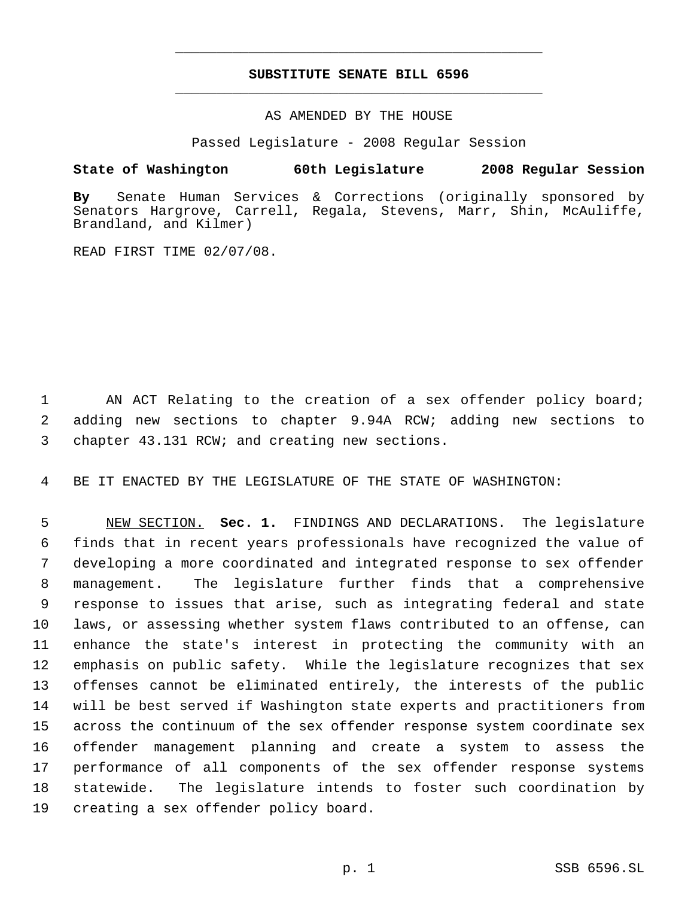# SUBSTITUTE SENATE BILL 6596

AS AMENDED BY THE HOUSE

Passed Legislature - 2008 Regular Session

**State of Washington 60th Legislature 2008 Regular Session**

**By** Senate Human Services & Corrections (originally sponsored by Senators Hargrove, Carrell, Regala, Stevens, Marr, Shin, McAuliffe, Brandland, and Kilmer)

READ FIRST TIME 02/07/08.

AN ACT Relating to the creation of a sex offender policy board; adding new sections to chapter 9.94A RCW; adding new sections to chapter 43.131 RCW; and creating new sections.

BE IT ENACTED BY THE LEGISLATURE OF THE STATE OF WASHINGTON:

NEW SECTION. **Sec. 1.** FINDINGS AND DECLARATIONS. The legislature finds that in recent years professionals have recognized the value of developing a more coordinated and integrated response to sex offender management. The legislature further finds that a comprehensive response to issues that arise, such as integrating federal and state laws, or assessing whether system flaws contributed to an offense, can enhance the state's interest in protecting the community with an emphasis on public safety. While the legislature recognizes that sex offenses cannot be eliminated entirely, the interests of the public will be best served if Washington state experts and practitioners from across the continuum of the sex offender response system coordinate sex offender management planning and create a system to assess the performance of all components of the sex offender response systems statewide. The legislature intends to foster such coordination by creating a sex offender policy board.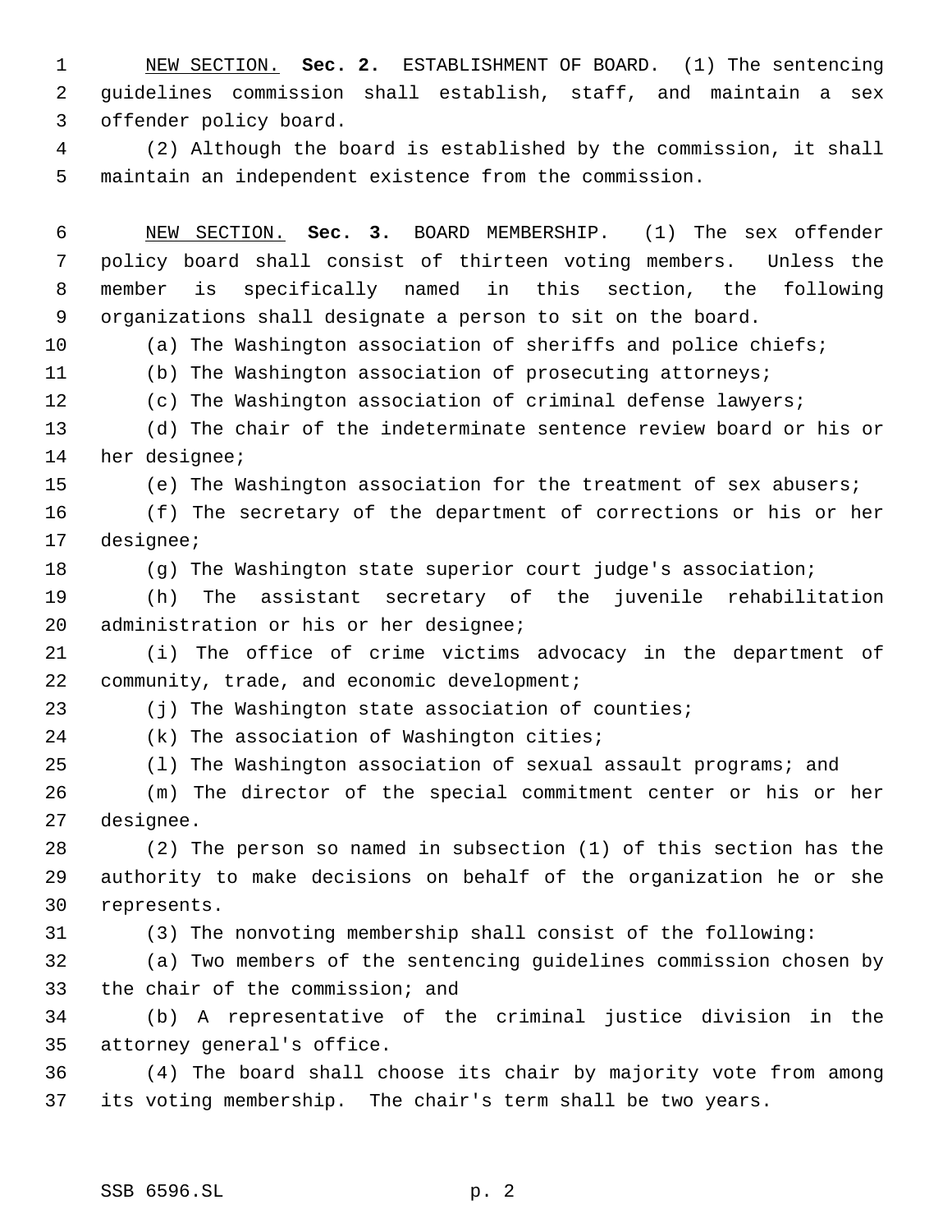<u>NEW SECTION.</u> **Sec. 2.** ESTABLISHMENT OF BOARD. (1) The sentencing guidelines commission shall establish, staff, and maintain a sex offender policy board.

(2) Although the board is established by the commission, it shall maintain an independent existence from the commission.

<u>NEW SECTION.</u> **Sec. 3.** BOARD MEMBERSHIP. (1) The sex offender policy board shall consist of thirteen voting members. Unless the member is specifically named in this section, the following organizations shall designate a person to sit on the board.

(a) The Washington association of sheriffs and police chiefs;

(b) The Washington association of prosecuting attorneys;

(c) The Washington association of criminal defense lawyers;

(d) The chair of the indeterminate sentence review board or his or her designee;

(e) The Washington association for the treatment of sex abusers;

(f) The secretary of the department of corrections or his or her designee;

(g) The Washington state superior court judge's association;

(h) The assistant secretary of the juvenile rehabilitation administration or his or her designee;

(i) The office of crime victims advocacy in the department of community, trade, and economic development;

(j) The Washington state association of counties;

(k) The association of Washington cities;

(l) The Washington association of sexual assault programs; and

(m) The director of the special commitment center or his or her designee.

(2) The person so named in subsection (1) of this section has the authority to make decisions on behalf of the organization he or she represents.

(3) The nonvoting membership shall consist of the following:

(a) Two members of the sentencing guidelines commission chosen by the chair of the commission; and

(b) A representative of the criminal justice division in the attorney general's office.

(4) The board shall choose its chair by majority vote from among its voting membership. The chair's term shall be two years.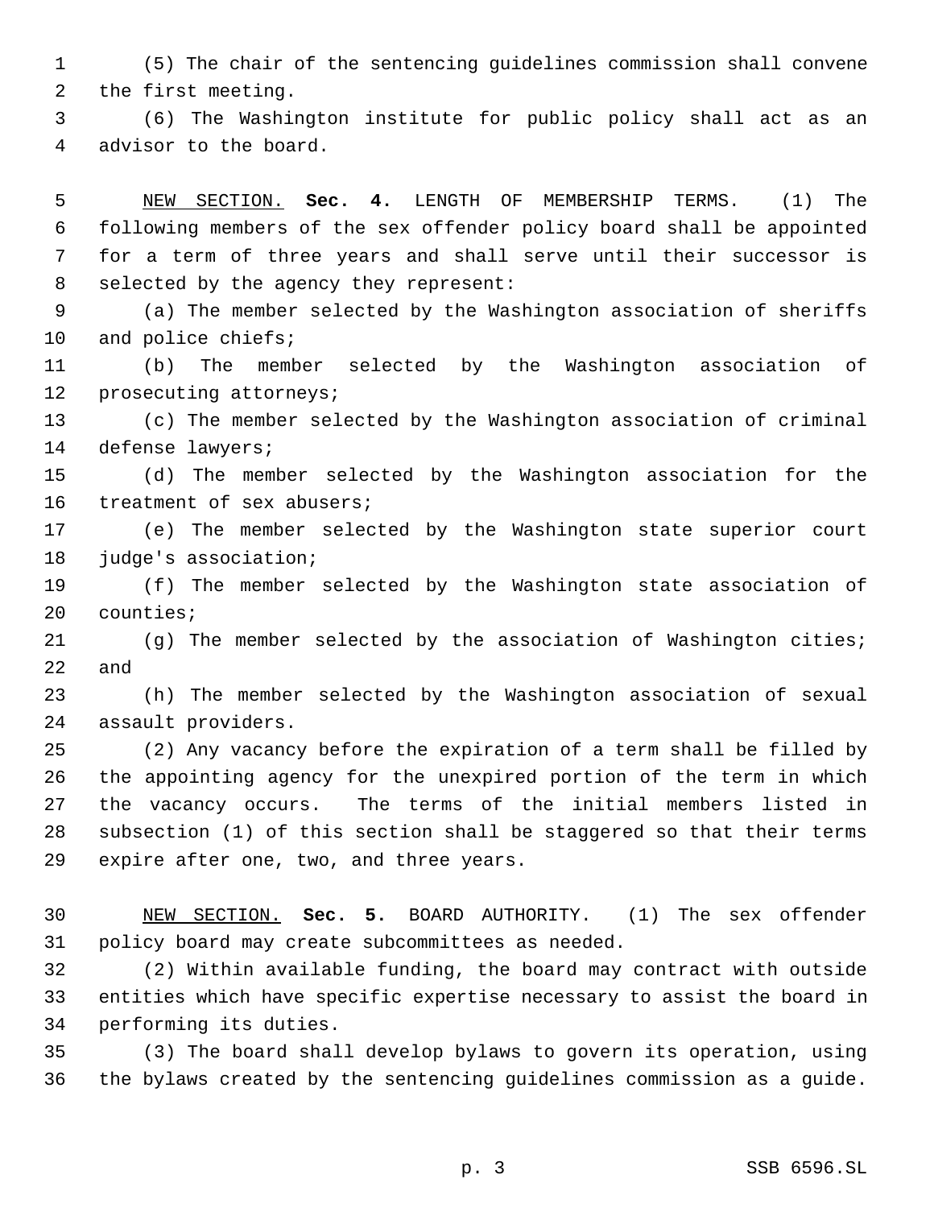(5) The chair of the sentencing guidelines commission shall convene the first meeting.

(6) The Washington institute for public policy shall act as an advisor to the board.

NEW SECTION. **Sec. 4.** LENGTH OF MEMBERSHIP TERMS. (1) The following members of the sex offender policy board shall be appointed for a term of three years and shall serve until their successor is selected by the agency they represent:

(a) The member selected by the Washington association of sheriffs and police chiefs;

(b) The member selected by the Washington association of prosecuting attorneys;

(c) The member selected by the Washington association of criminal defense lawyers;

(d) The member selected by the Washington association for the treatment of sex abusers;

(e) The member selected by the Washington state superior court judge's association;

(f) The member selected by the Washington state association of counties;

(g) The member selected by the association of Washington cities; and

(h) The member selected by the Washington association of sexual assault providers.

(2) Any vacancy before the expiration of a term shall be filled by the appointing agency for the unexpired portion of the term in which the vacancy occurs. The terms of the initial members listed in subsection (1) of this section shall be staggered so that their terms expire after one, two, and three years.

NEW SECTION. **Sec. 5.** BOARD AUTHORITY. (1) The sex offender policy board may create subcommittees as needed.

(2) Within available funding, the board may contract with outside entities which have specific expertise necessary to assist the board in performing its duties.

(3) The board shall develop bylaws to govern its operation, using the bylaws created by the sentencing guidelines commission as a guide.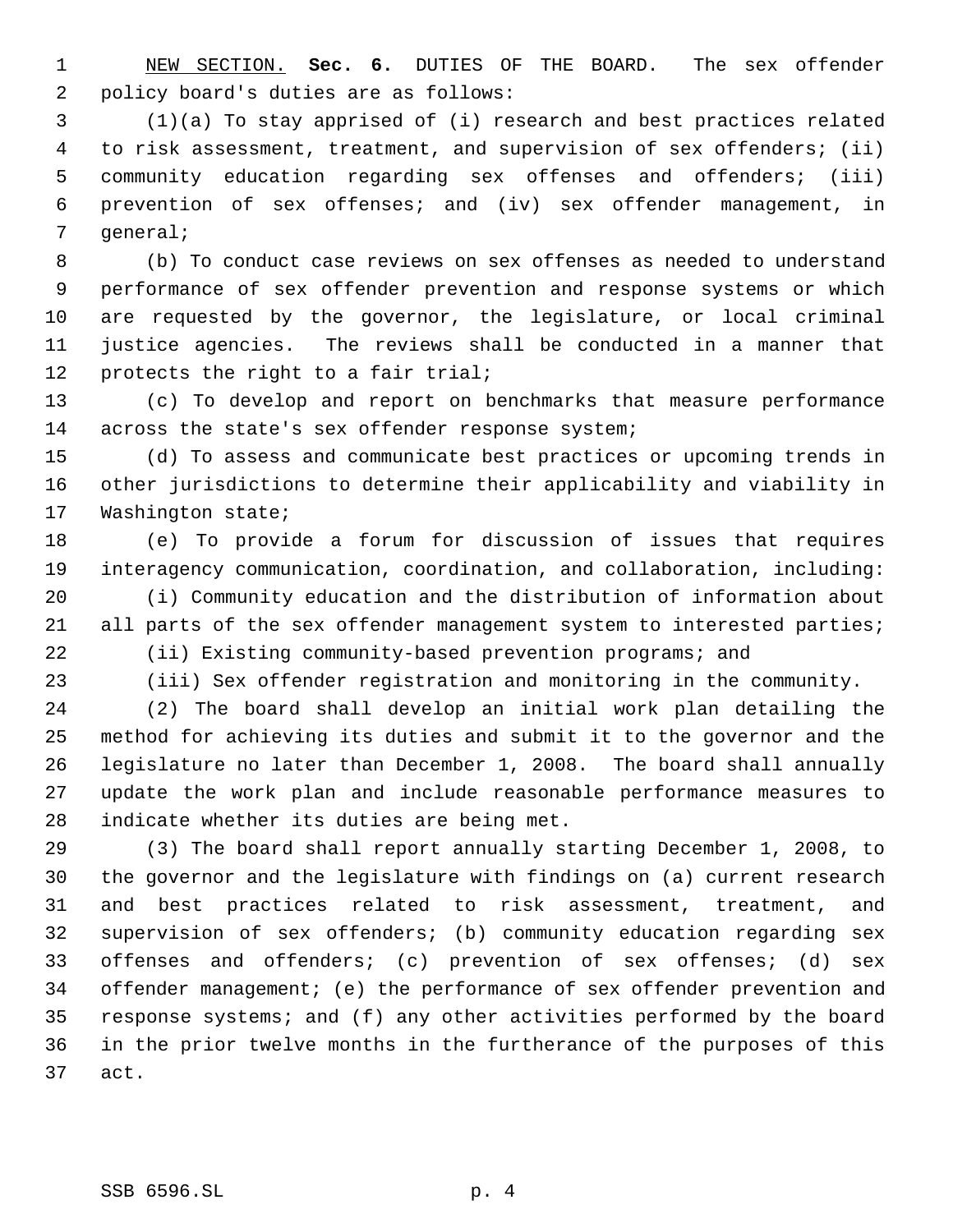NEW SECTION. **Sec. 6.** DUTIES OF THE BOARD. The sex offender policy board's duties are as follows:

(1)(a) To stay apprised of (i) research and best practices related to risk assessment, treatment, and supervision of sex offenders; (ii) community education regarding sex offenses and offenders; (iii) prevention of sex offenses; and (iv) sex offender management, in general;

(b) To conduct case reviews on sex offenses as needed to understand performance of sex offender prevention and response systems or which are requested by the governor, the legislature, or local criminal justice agencies. The reviews shall be conducted in a manner that protects the right to a fair trial;

(c) To develop and report on benchmarks that measure performance across the state's sex offender response system;

(d) To assess and communicate best practices or upcoming trends in other jurisdictions to determine their applicability and viability in Washington state;

(e) To provide a forum for discussion of issues that requires interagency communication, coordination, and collaboration, including:

(i) Community education and the distribution of information about all parts of the sex offender management system to interested parties;

(ii) Existing community-based prevention programs; and

(iii) Sex offender registration and monitoring in the community.

(2) The board shall develop an initial work plan detailing the method for achieving its duties and submit it to the governor and the legislature no later than December 1, 2008. The board shall annually update the work plan and include reasonable performance measures to indicate whether its duties are being met.

(3) The board shall report annually starting December 1, 2008, to the governor and the legislature with findings on (a) current research and best practices related to risk assessment, treatment, and supervision of sex offenders; (b) community education regarding sex offenses and offenders; (c) prevention of sex offenses; (d) sex offender management; (e) the performance of sex offender prevention and response systems; and (f) any other activities performed by the board in the prior twelve months in the furtherance of the purposes of this act.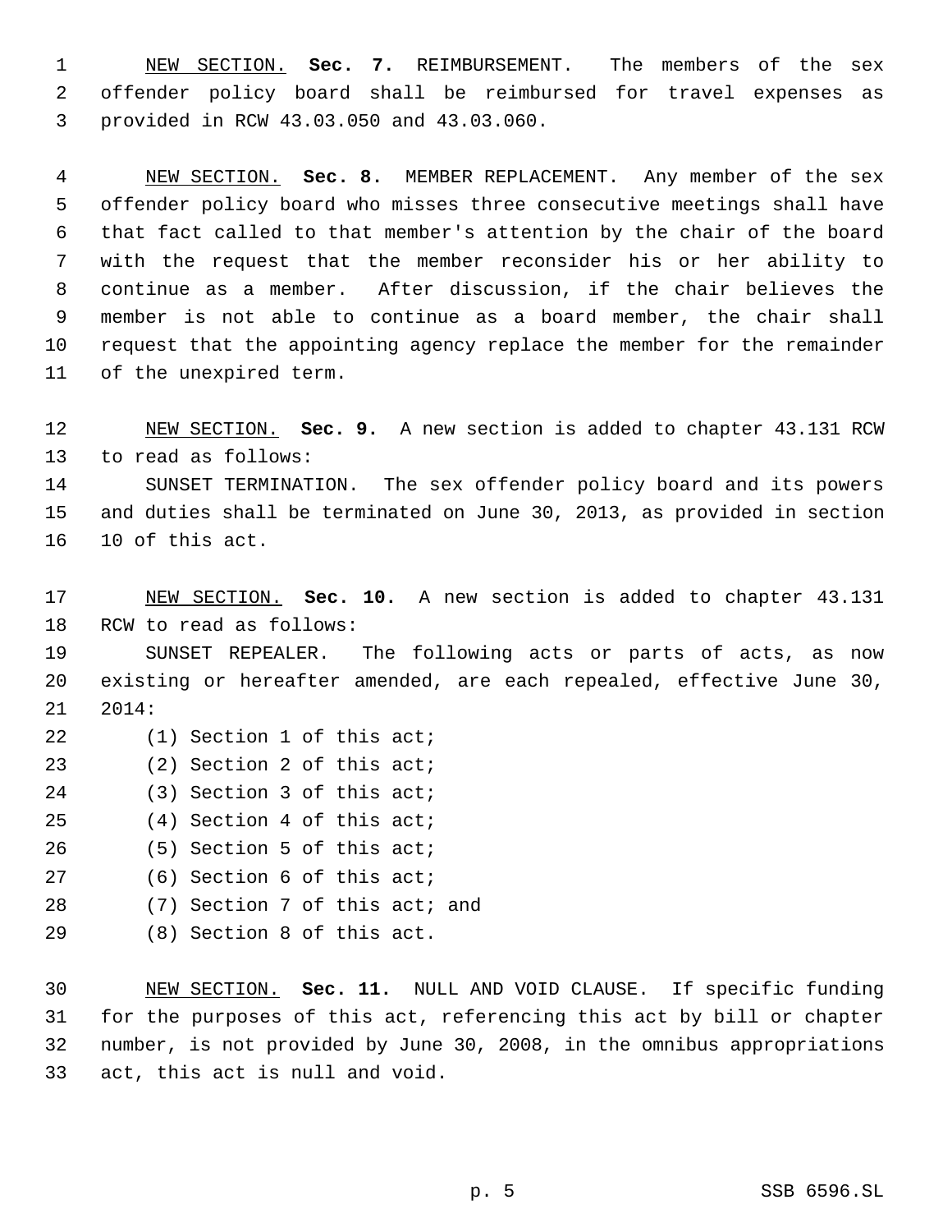NEW SECTION. **Sec. 7.** REIMBURSEMENT. The members of the sex offender policy board shall be reimbursed for travel expenses as provided in RCW 43.03.050 and 43.03.060.

NEW SECTION. **Sec. 8.** MEMBER REPLACEMENT. Any member of the sex offender policy board who misses three consecutive meetings shall have that fact called to that member's attention by the chair of the board with the request that the member reconsider his or her ability to continue as a member. After discussion, if the chair believes the member is not able to continue as a board member, the chair shall request that the appointing agency replace the member for the remainder of the unexpired term.

NEW SECTION. **Sec. 9.** A new section is added to chapter 43.131 RCW to read as follows:

SUNSET TERMINATION. The sex offender policy board and its powers and duties shall be terminated on June 30, 2013, as provided in section 10 of this act.

NEW SECTION. **Sec. 10.** A new section is added to chapter 43.131 RCW to read as follows:

SUNSET REPEALER. The following acts or parts of acts, as now existing or hereafter amended, are each repealed, effective June 30, 2014:

(1) Section 1 of this act;

(2) Section 2 of this act;

(3) Section 3 of this act;

(4) Section 4 of this act;

(5) Section 5 of this act;

(6) Section 6 of this act;

(7) Section 7 of this act; and

(8) Section 8 of this act.

NEW SECTION. **Sec. 11.** NULL AND VOID CLAUSE. If specific funding for the purposes of this act, referencing this act by bill or chapter number, is not provided by June 30, 2008, in the omnibus appropriations act, this act is null and void.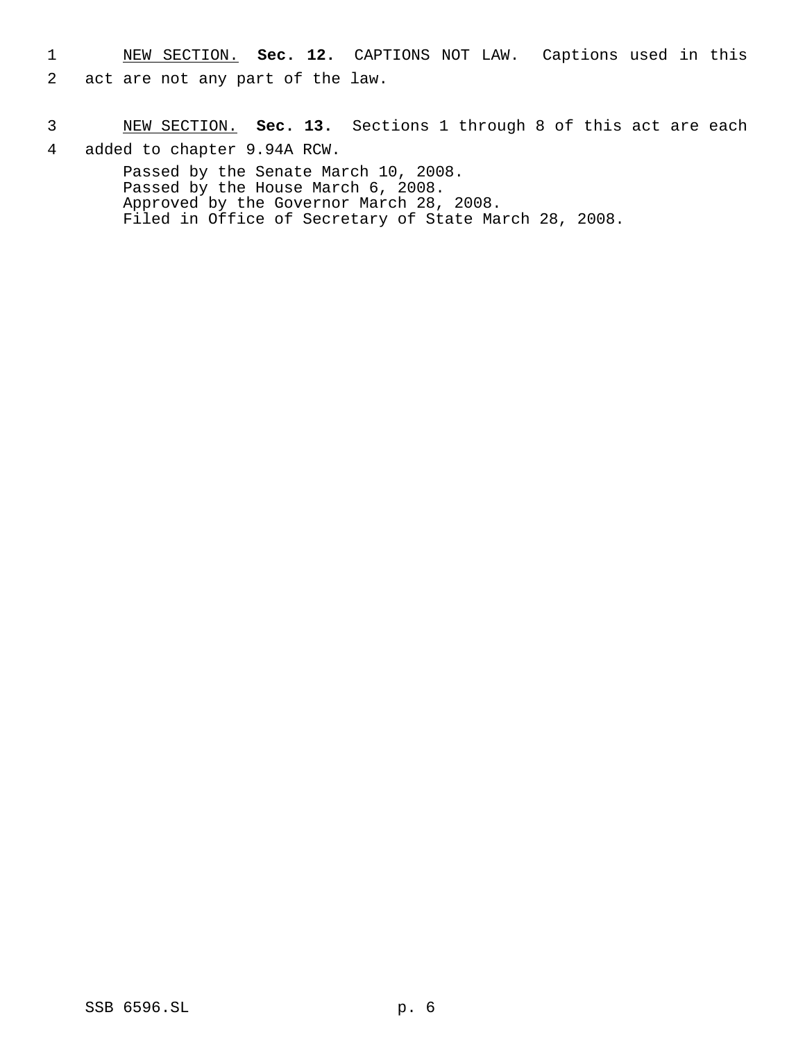NEW SECTION. **Sec. 12.** CAPTIONS NOT LAW. Captions used in this act are not any part of the law.

NEW SECTION. **Sec. 13.** Sections 1 through 8 of this act are each added to chapter 9.94A RCW.

Passed by the Senate March 10, 2008.
Passed by the House March 6, 2008.
Approved by the Governor March 28, 2008.
Filed in Office of Secretary of State March 28, 2008.